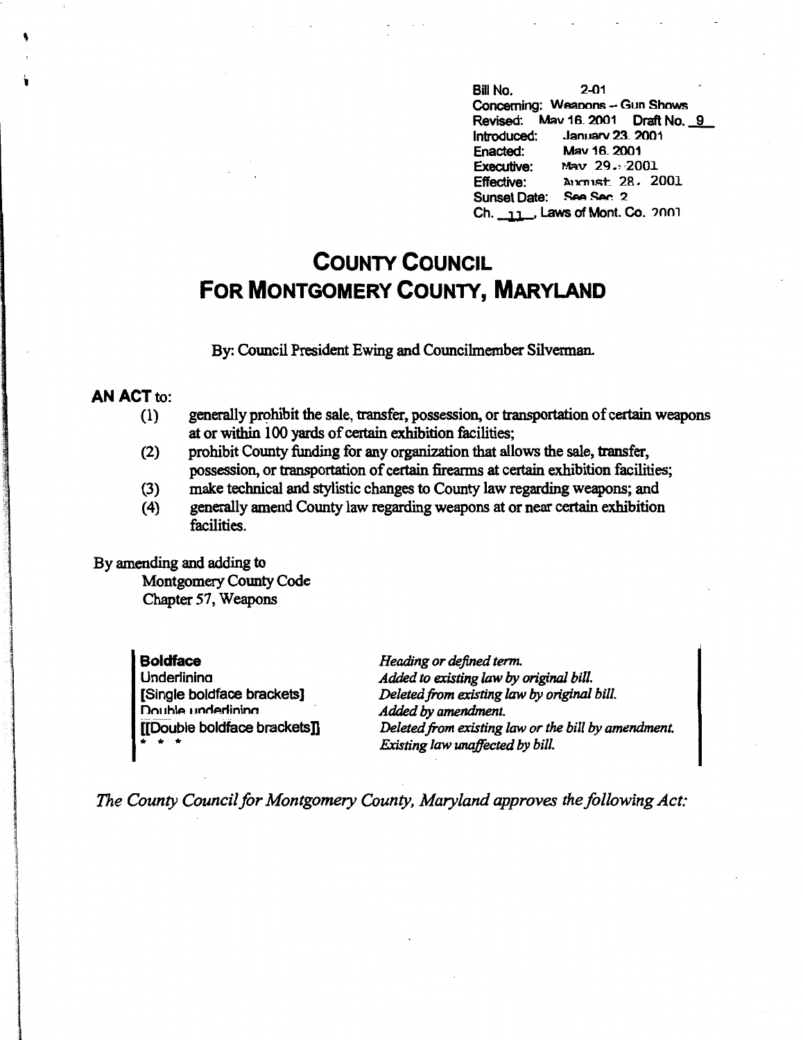Bill No. 2-01
Concerning: Weapons – Gun Shows
Revised: May 16, 2001 Draft No. 9
Introduced: January 23, 2001
Enacted: May 16, 2001
Executive: May 29, 2001
Effective: August 28, 2001
Sunset Date: See Sec. 2
Ch. 11, Laws of Mont. Co. 2001

# COUNTY COUNCIL
# FOR MONTGOMERY COUNTY, MARYLAND

By: Council President Ewing and Councilmember Silverman.

**AN ACT** to:

(1) generally prohibit the sale, transfer, possession, or transportation of certain weapons at or within 100 yards of certain exhibition facilities;
(2) prohibit County funding for any organization that allows the sale, transfer, possession, or transportation of certain firearms at certain exhibition facilities;
(3) make technical and stylistic changes to County law regarding weapons; and
(4) generally amend County law regarding weapons at or near certain exhibition facilities.

By amending and adding to
Montgomery County Code
Chapter 57, Weapons

| | |
|---|---|
| **Boldface** | *Heading or defined term.* |
| Underlining | *Added to existing law by original bill.* |
| **[Single boldface brackets]** | *Deleted from existing law by original bill.* |
| Double underlining | *Added by amendment.* |
| **[[Double boldface brackets]]** | *Deleted from existing law or the bill by amendment.* |
| * * * | *Existing law unaffected by bill.* |

*The County Council for Montgomery County, Maryland approves the following Act:*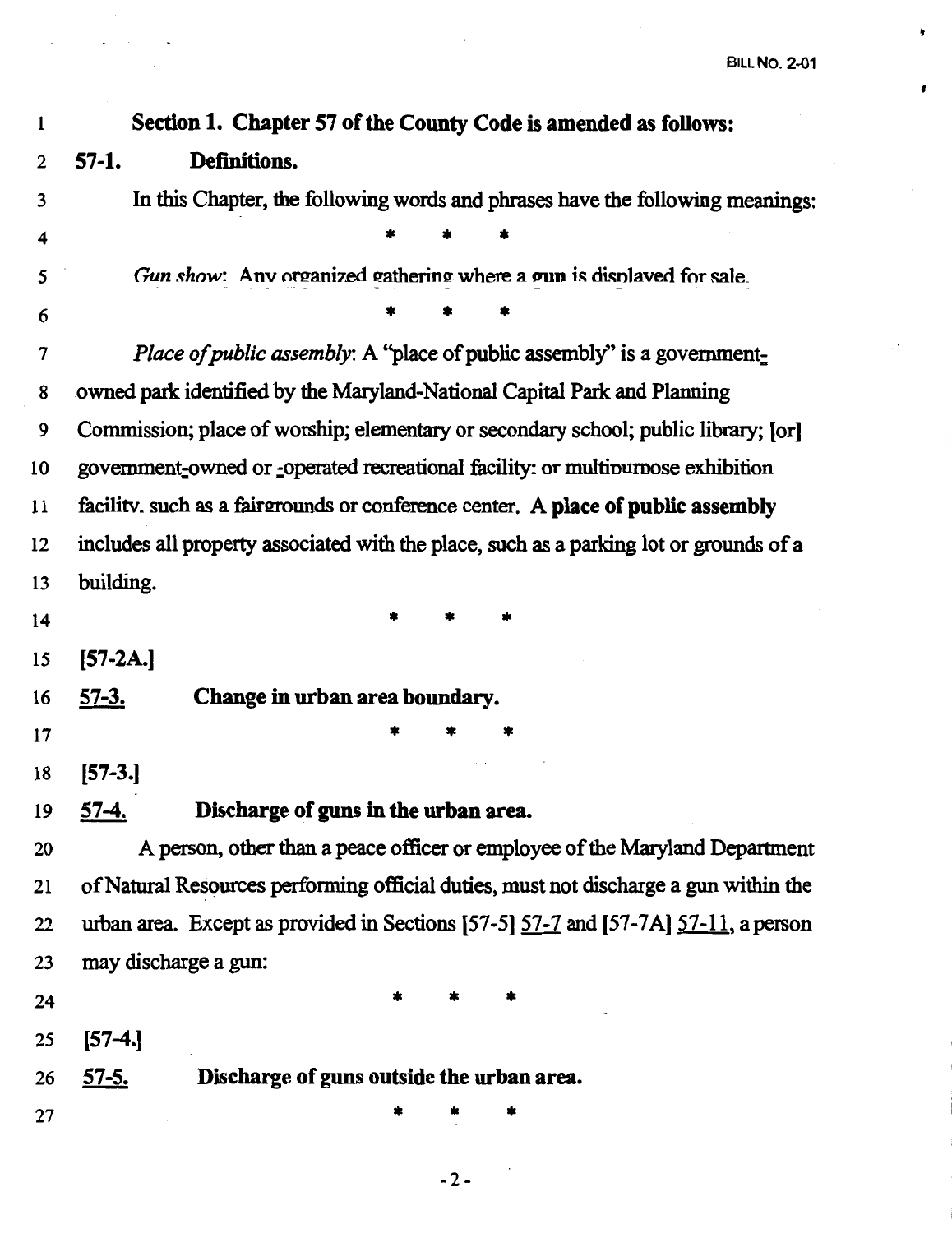**Section 1. Chapter 57 of the County Code is amended as follows:**

**57-1. Definitions.**

In this Chapter, the following words and phrases have the following meanings:

\* \* \*

*Gun show*: Any organized gathering where a gun is displayed for sale.

\* \* \*

*Place of public assembly*: A "place of public assembly" is a government-owned park identified by the Maryland-National Capital Park and Planning Commission; place of worship; elementary or secondary school; public library; [or] government-owned or -operated recreational facility; or multipurpose exhibition facility, such as a fairgrounds or conference center. A **place of public assembly** includes all property associated with the place, such as a parking lot or grounds of a building.

\* \* \*

**[57-2A.]**

**57-3. Change in urban area boundary.**

\* \* \*

**[57-3.]**

**57-4. Discharge of guns in the urban area.**

A person, other than a peace officer or employee of the Maryland Department of Natural Resources performing official duties, must not discharge a gun within the urban area. Except as provided in Sections [57-5] 57-7 and [57-7A] 57-11, a person may discharge a gun:

\* \* \*

**[57-4.]**

**57-5. Discharge of guns outside the urban area.**

\* \* \*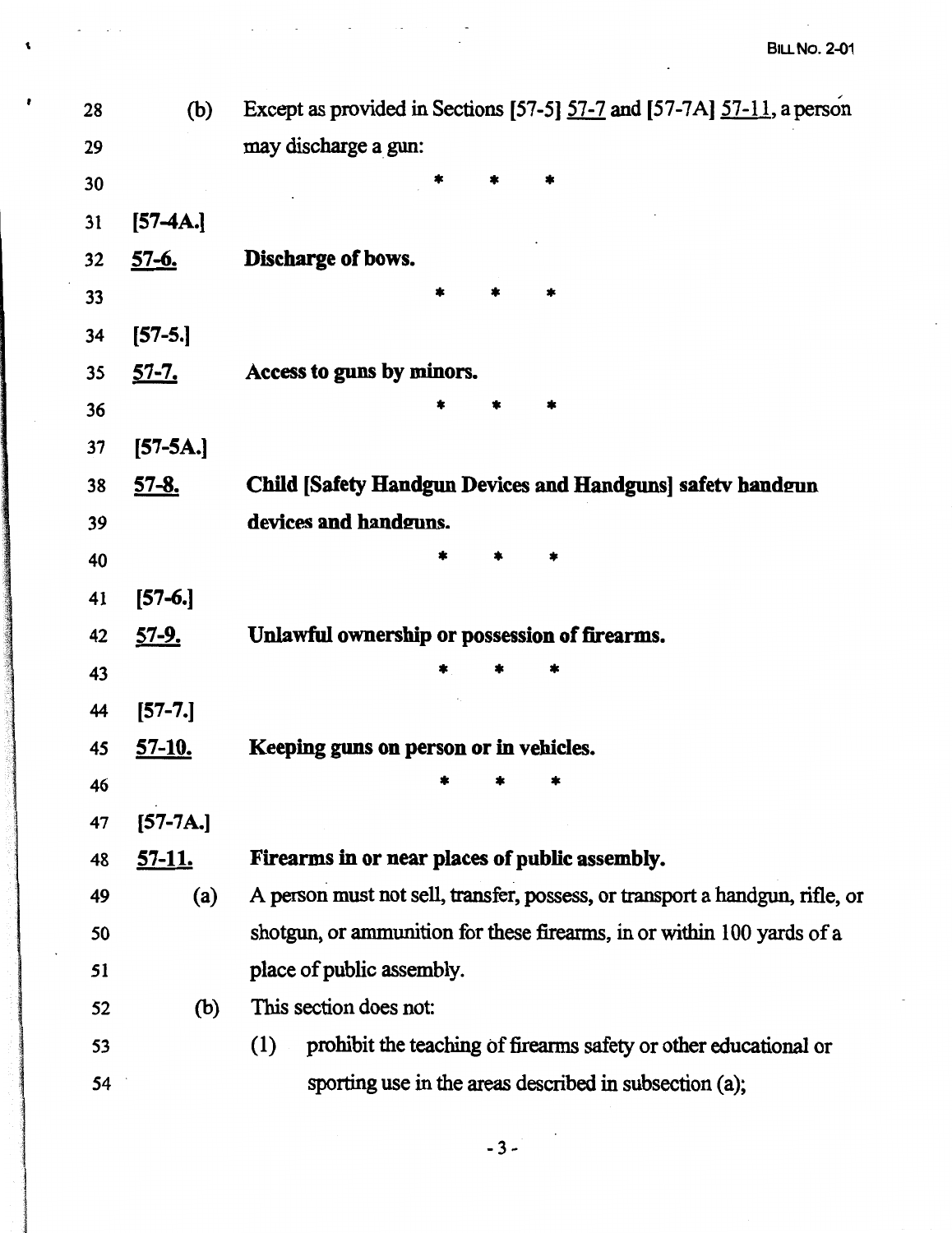28 (b) Except as provided in Sections [57-5] 57-7 and [57-7A] 57-11, a person
29 may discharge a gun:
30 * * *
31 [57-4A.]
32 57-6. **Discharge of bows.**
33 * * *
34 [57-5.]
35 57-7. **Access to guns by minors.**
36 * * *
37 [57-5A.]
38 57-8. **Child [Safety Handgun Devices and Handguns] safety handgun**
39 **devices and handguns.**
40 * * *
41 [57-6.]
42 57-9. **Unlawful ownership or possession of firearms.**
43 * * *
44 [57-7.]
45 57-10. **Keeping guns on person or in vehicles.**
46 * * *
47 [57-7A.]
48 57-11. **Firearms in or near places of public assembly.**
49 (a) A person must not sell, transfer, possess, or transport a handgun, rifle, or
50 shotgun, or ammunition for these firearms, in or within 100 yards of a
51 place of public assembly.
52 (b) This section does not:
53 (1) prohibit the teaching of firearms safety or other educational or
54 sporting use in the areas described in subsection (a);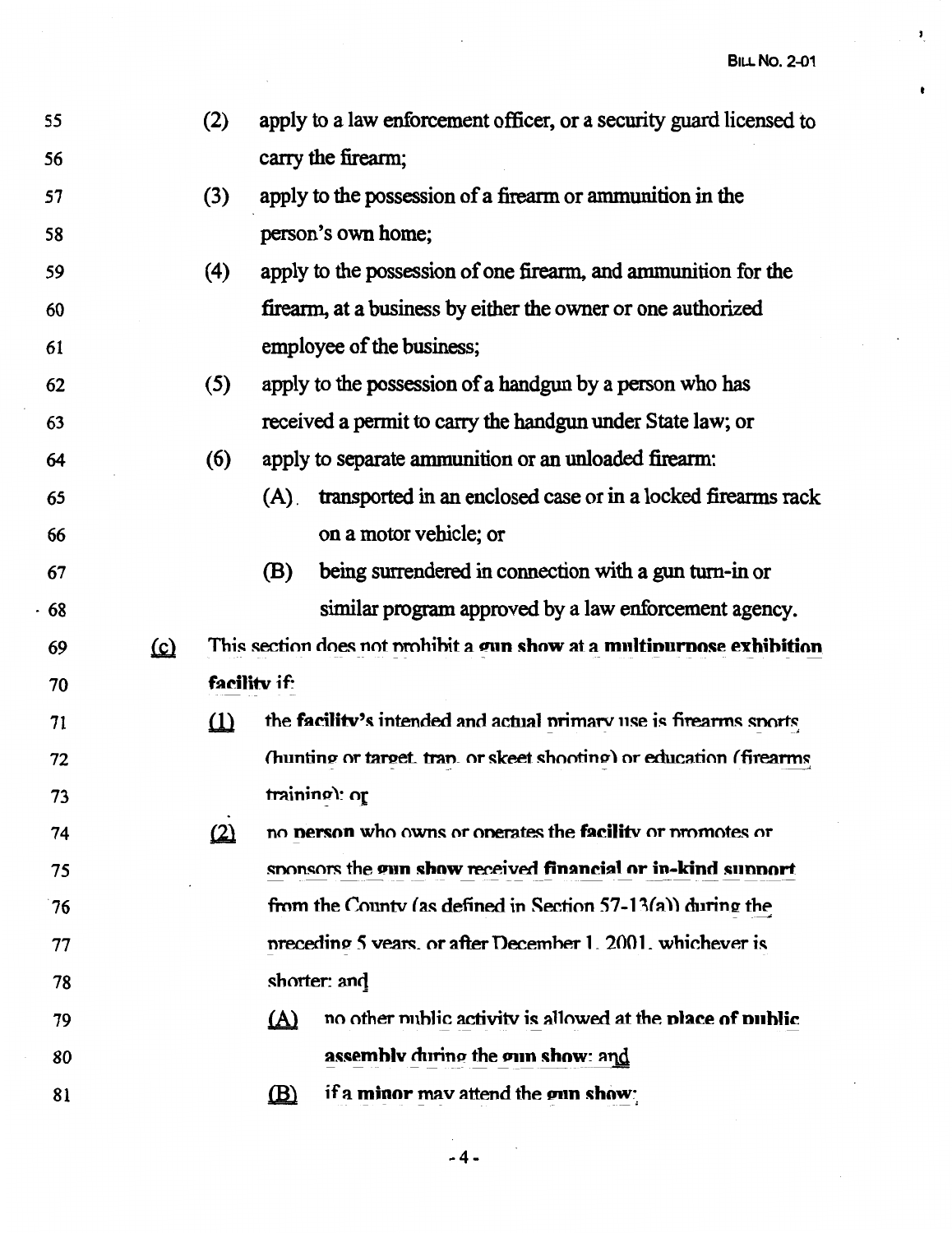55 (2) apply to a law enforcement officer, or a security guard licensed to
56 carry the firearm;

57 (3) apply to the possession of a firearm or ammunition in the
58 person's own home;

59 (4) apply to the possession of one firearm, and ammunition for the
60 firearm, at a business by either the owner or one authorized
61 employee of the business;

62 (5) apply to the possession of a handgun by a person who has
63 received a permit to carry the handgun under State law; or

64 (6) apply to separate ammunition or an unloaded firearm:

65 (A) transported in an enclosed case or in a locked firearms rack
66 on a motor vehicle; or

67 (B) being surrendered in connection with a gun turn-in or
68 similar program approved by a law enforcement agency.

69 (c) This section does not prohibit a **gun show** at a **multipurpose exhibition**
70 **facility** if:

71 (1) the **facility's** intended and actual primary use is firearms sports
72 (hunting or target, trap, or skeet shooting) or education (firearms
73 training); or

74 (2) no **person** who owns or operates the **facility** or promotes or
75 sponsors the **gun show** received **financial or in-kind support**
76 from the County (as defined in Section 57-13(a)) during the
77 preceding 5 years, or after December 1, 2001, whichever is
78 shorter; and

79 (A) no other public activity is allowed at the **place of public**
80 **assembly** during the **gun show**; and

81 (B) if a **minor** may attend the **gun show**: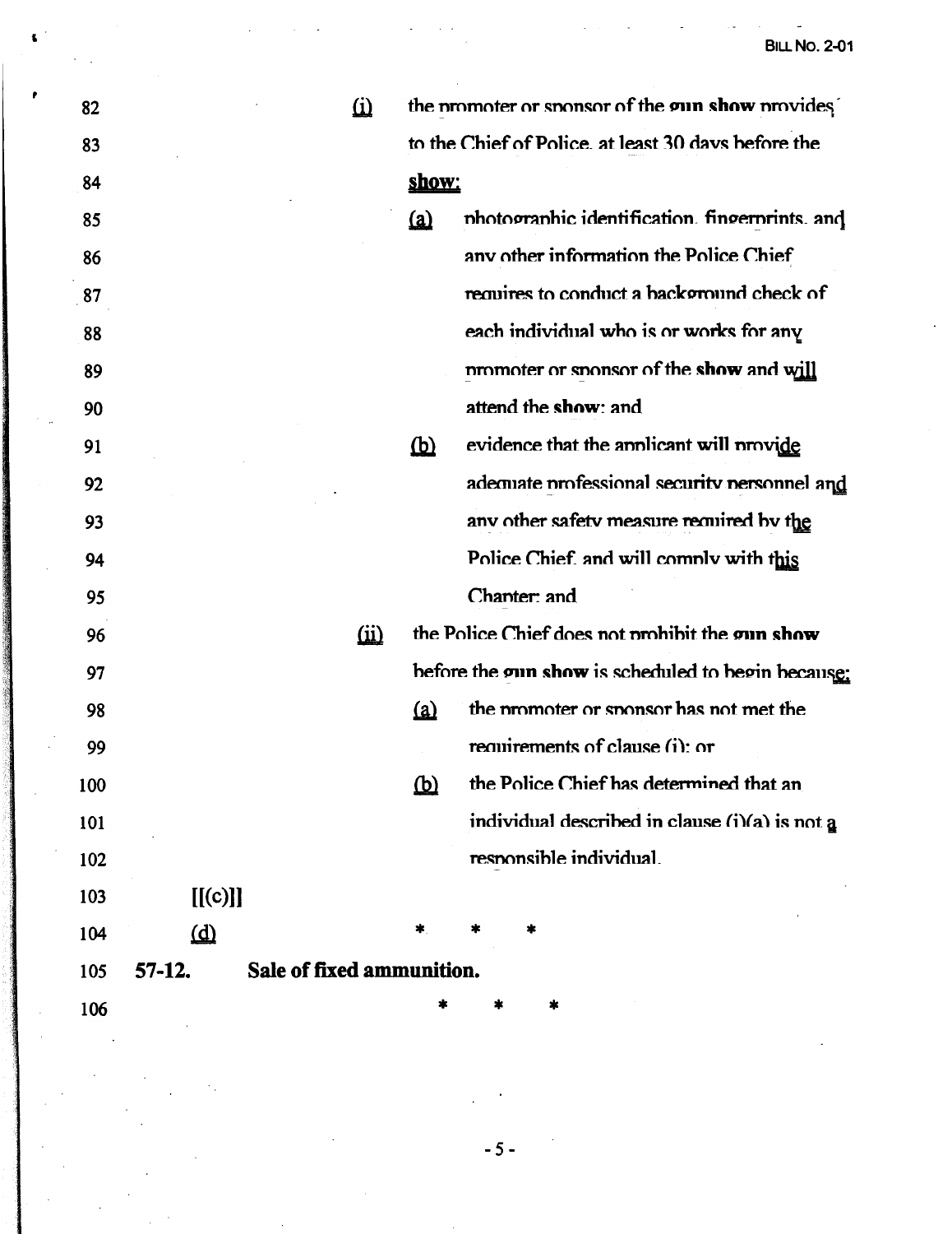82 (i) the promoter or sponsor of the **gun show** provides

83 to the Chief of Police, at least 30 days before the

84 **show**:

85 (a) photographic identification, fingerprints, and

86 any other information the Police Chief

87 requires to conduct a background check of

88 each individual who is or works for any

89 promoter or sponsor of the **show** and will

90 attend the **show**; and

91 (b) evidence that the applicant will provide

92 adequate professional security personnel and

93 any other safety measure required by the

94 Police Chief, and will comply with this

95 Chapter; and

96 (ii) the Police Chief does not prohibit the **gun show**

97 before the **gun show** is scheduled to begin because:

98 (a) the promoter or sponsor has not met the

99 requirements of clause (i); or

100 (b) the Police Chief has determined that an

101 individual described in clause (i)(a) is not a

102 responsible individual.

103 [[(c)]]

104 (d) * * *

105 **57-12. Sale of fixed ammunition.**

106 * * *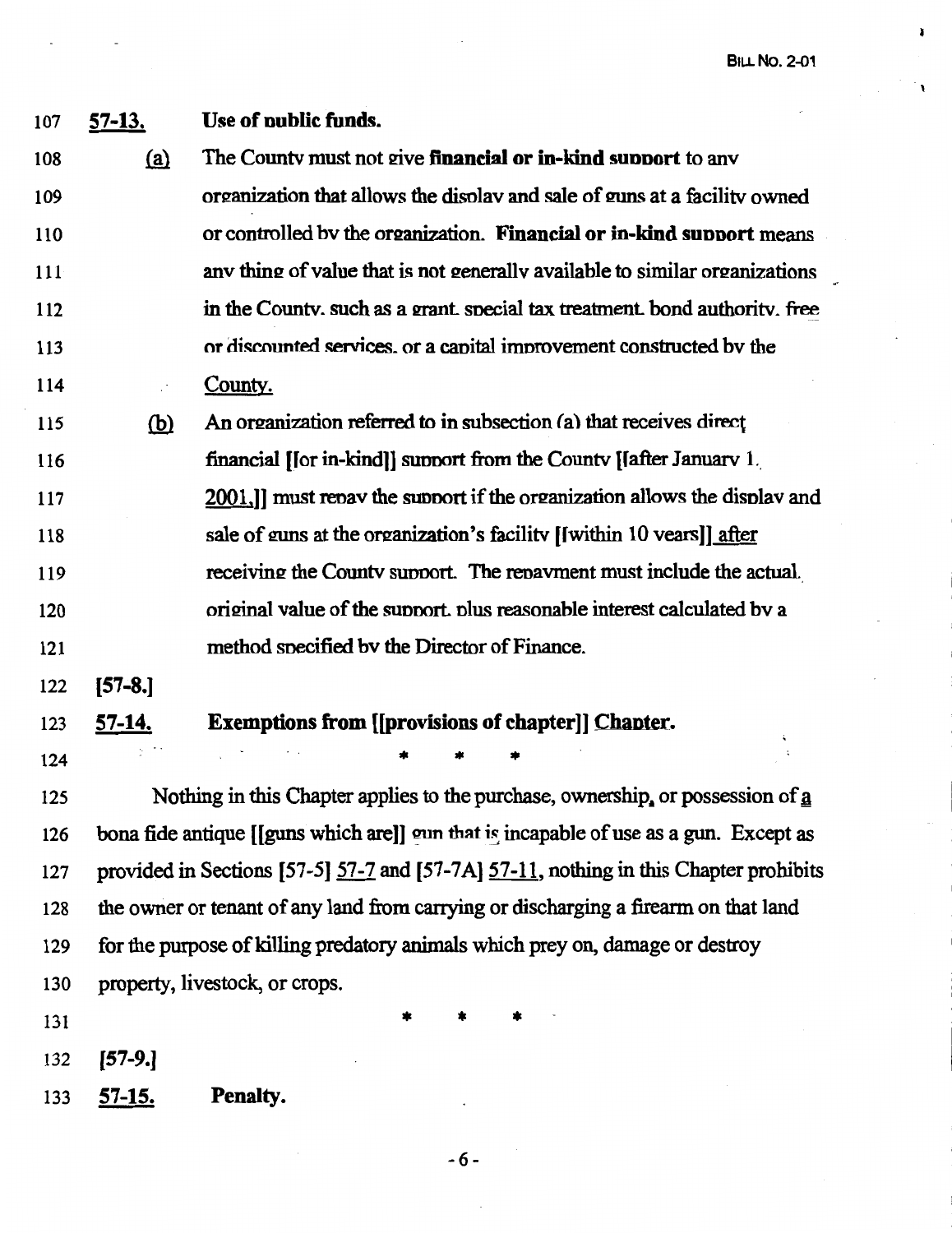107 **57-13.** **Use of public funds.**

108 (a) The County must not give **financial or in-kind support** to any
109 organization that allows the display and sale of guns at a facility owned
110 or controlled by the organization. **Financial or in-kind support** means
111 any thing of value that is not generally available to similar organizations
112 in the County, such as a grant, special tax treatment, bond authority, free
113 or discounted services, or a capital improvement constructed by the
114 County.

115 (b) An organization referred to in subsection (a) that receives direct
116 financial [[or in-kind]] support from the County [[after January 1,
117 2001,]] must repay the support if the organization allows the display and
118 sale of guns at the organization's facility [[within 10 years]] after
119 receiving the County support. The repayment must include the actual,
120 original value of the support, plus reasonable interest calculated by a
121 method specified by the Director of Finance.

122 [57-8.]

123 **57-14.** **Exemptions from [[provisions of chapter]] Chapter.**

124 \* \* \*

125 Nothing in this Chapter applies to the purchase, ownership, or possession of a
126 bona fide antique [[guns which are]] gun that is incapable of use as a gun. Except as
127 provided in Sections [57-5] 57-7 and [57-7A] 57-11, nothing in this Chapter prohibits
128 the owner or tenant of any land from carrying or discharging a firearm on that land
129 for the purpose of killing predatory animals which prey on, damage or destroy
130 property, livestock, or crops.

131 \* \* \*

132 [57-9.]

133 **57-15.** **Penalty.**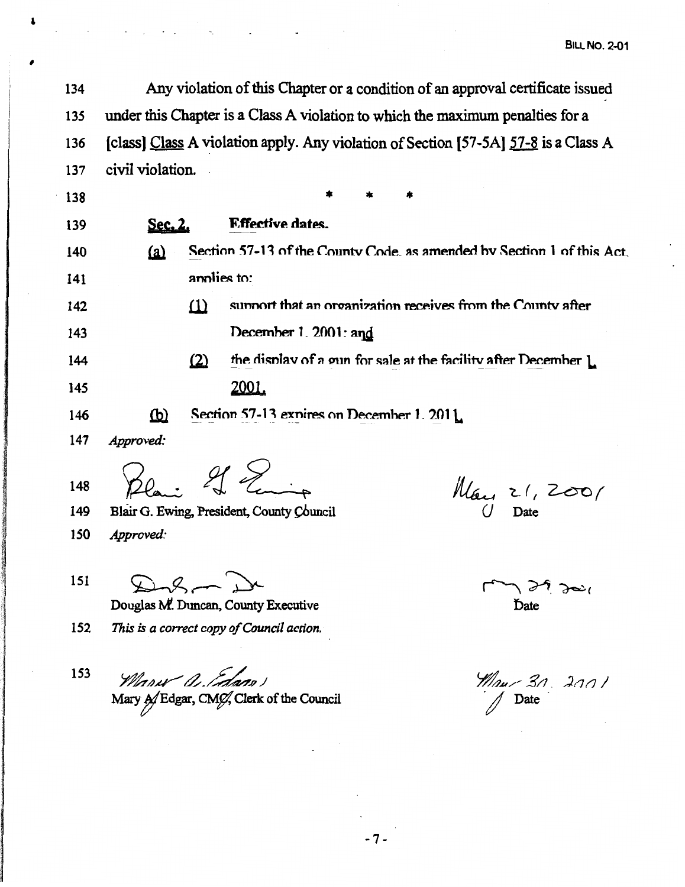134 Any violation of this Chapter or a condition of an approval certificate issued
135 under this Chapter is a Class A violation to which the maximum penalties for a
136 [class] Class A violation apply. Any violation of Section [57-5A] 57-8 is a Class A
137 civil violation.

138 * * *

139 **Sec. 2.** **Effective dates.**

140 (a) Section 57-13 of the County Code, as amended by Section 1 of this Act,
141 applies to:

142 (1) support that an organization receives from the County after
143 December 1, 2001; and

144 (2) the display of a gun for sale at the facility after December 1,
145 2001.

146 (b) Section 57-13 expires on December 1, 2011.

147 *Approved:*

148 Blair G. Ewing — May 21, 2001

149 Blair G. Ewing, President, County Council — Date

150 *Approved:*

151 Douglas M. Duncan — May 29, 2001

Douglas M. Duncan, County Executive — Date

152 *This is a correct copy of Council action.*

153 Mary A. Edgar — May 30, 2001

Mary A. Edgar, CMC, Clerk of the Council — Date